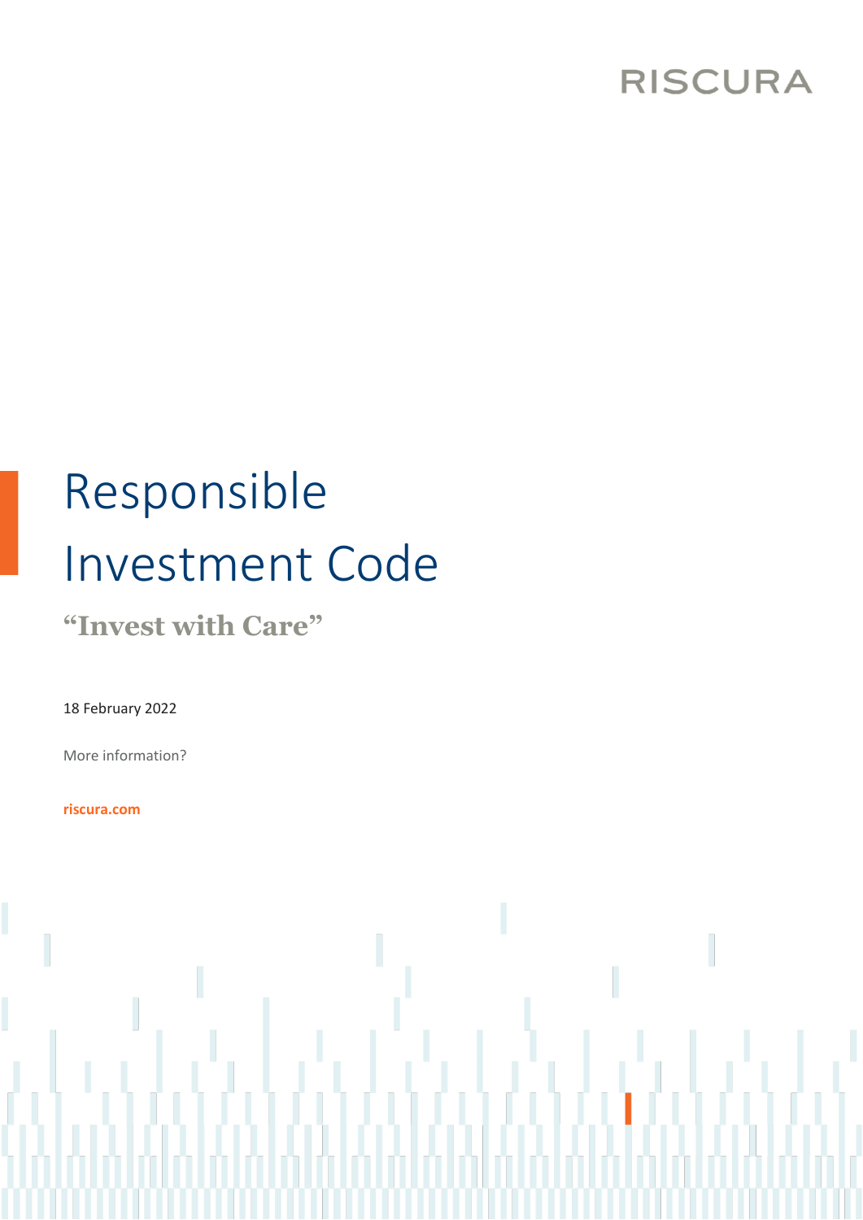RISCURA

# Responsible Investment Code

**"Invest with Care"**

18 February 2022

More information?

**riscura.com**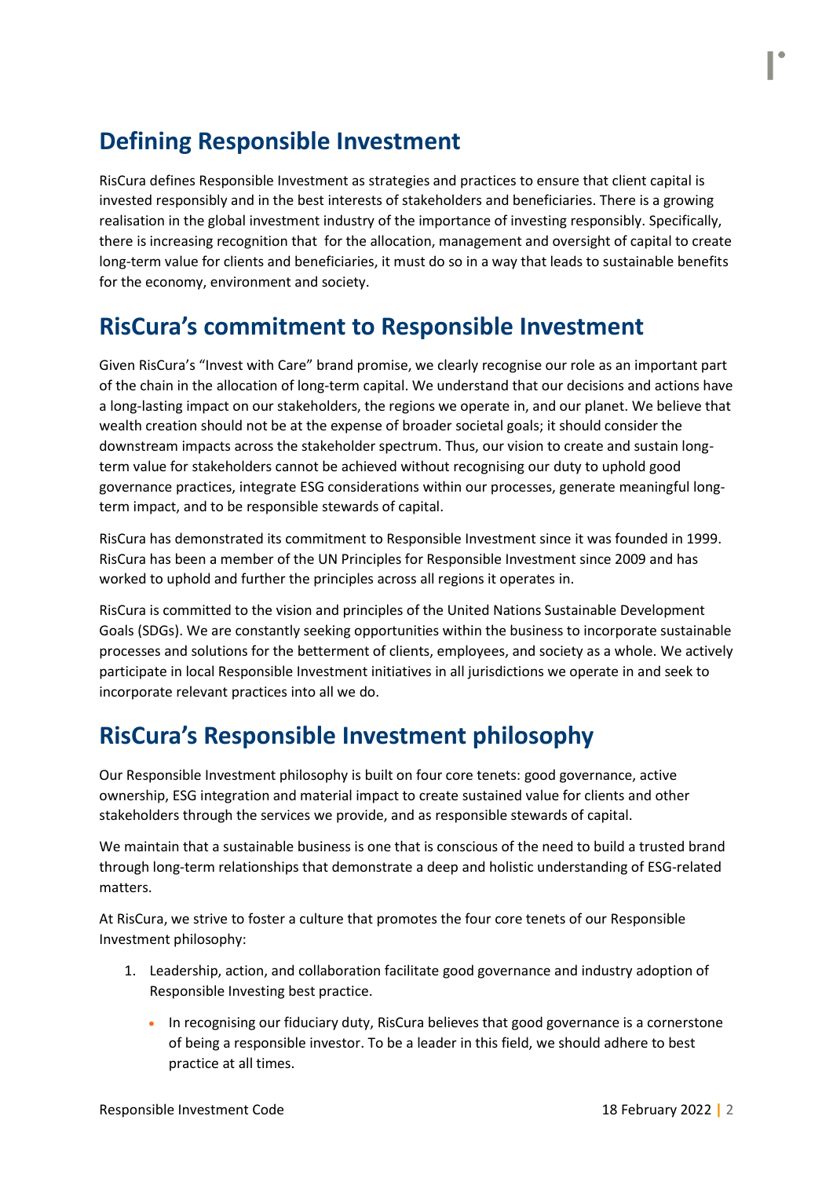## Defining Responsible Investment

RisCura defines Responsible Investment as strategies and practices to ensure that client capital is invested responsibly and in the best interests of stakeholders and beneficiaries. There is a growing realisation in the global investment industry of the importance of investing responsibly. Specifically, there is increasing recognition that for the allocation, management and oversight of capital to create long-term value for clients and beneficiaries, it must do so in a way that leads to sustainable benefits for the economy, environment and society.

## RisCura's commitment to Responsible Investment

Given RisCura's "Invest with Care" brand promise, we clearly recognise our role as an important part of the chain in the allocation of long-term capital. We understand that our decisions and actions have a long-lasting impact on our stakeholders, the regions we operate in, and our planet. We believe that wealth creation should not be at the expense of broader societal goals; it should consider the downstream impacts across the stakeholder spectrum. Thus, our vision to create and sustain long-term value for stakeholders cannot be achieved without recognising our duty to uphold good governance practices, integrate ESG considerations within our processes, generate meaningful long-term impact, and to be responsible stewards of capital.

RisCura has demonstrated its commitment to Responsible Investment since it was founded in 1999. RisCura has been a member of the UN Principles for Responsible Investment since 2009 and has worked to uphold and further the principles across all regions it operates in.

RisCura is committed to the vision and principles of the United Nations Sustainable Development Goals (SDGs). We are constantly seeking opportunities within the business to incorporate sustainable processes and solutions for the betterment of clients, employees, and society as a whole. We actively participate in local Responsible Investment initiatives in all jurisdictions we operate in and seek to incorporate relevant practices into all we do.

## RisCura's Responsible Investment philosophy

Our Responsible Investment philosophy is built on four core tenets: good governance, active ownership, ESG integration and material impact to create sustained value for clients and other stakeholders through the services we provide, and as responsible stewards of capital.

We maintain that a sustainable business is one that is conscious of the need to build a trusted brand through long-term relationships that demonstrate a deep and holistic understanding of ESG-related matters.

At RisCura, we strive to foster a culture that promotes the four core tenets of our Responsible Investment philosophy:

1. Leadership, action, and collaboration facilitate good governance and industry adoption of Responsible Investing best practice.
   - In recognising our fiduciary duty, RisCura believes that good governance is a cornerstone of being a responsible investor. To be a leader in this field, we should adhere to best practice at all times.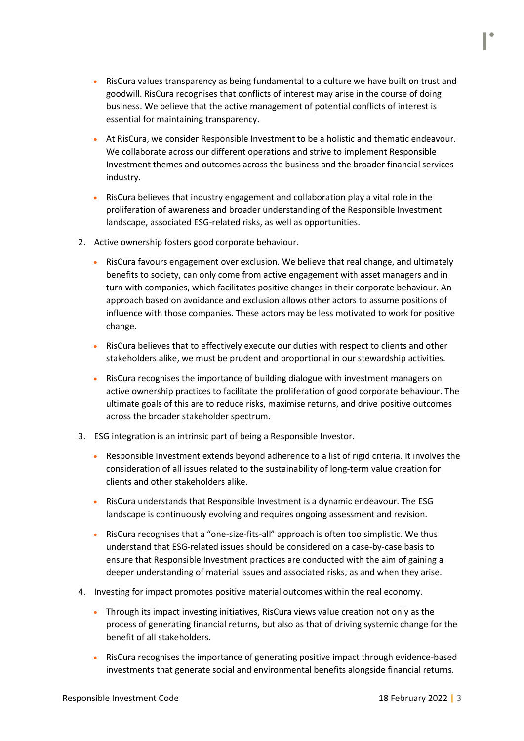- RisCura values transparency as being fundamental to a culture we have built on trust and goodwill. RisCura recognises that conflicts of interest may arise in the course of doing business. We believe that the active management of potential conflicts of interest is essential for maintaining transparency.
- At RisCura, we consider Responsible Investment to be a holistic and thematic endeavour. We collaborate across our different operations and strive to implement Responsible Investment themes and outcomes across the business and the broader financial services industry.
- RisCura believes that industry engagement and collaboration play a vital role in the proliferation of awareness and broader understanding of the Responsible Investment landscape, associated ESG-related risks, as well as opportunities.

2. Active ownership fosters good corporate behaviour.
   - RisCura favours engagement over exclusion. We believe that real change, and ultimately benefits to society, can only come from active engagement with asset managers and in turn with companies, which facilitates positive changes in their corporate behaviour. An approach based on avoidance and exclusion allows other actors to assume positions of influence with those companies. These actors may be less motivated to work for positive change.
   - RisCura believes that to effectively execute our duties with respect to clients and other stakeholders alike, we must be prudent and proportional in our stewardship activities.
   - RisCura recognises the importance of building dialogue with investment managers on active ownership practices to facilitate the proliferation of good corporate behaviour. The ultimate goals of this are to reduce risks, maximise returns, and drive positive outcomes across the broader stakeholder spectrum.
3. ESG integration is an intrinsic part of being a Responsible Investor.
   - Responsible Investment extends beyond adherence to a list of rigid criteria. It involves the consideration of all issues related to the sustainability of long-term value creation for clients and other stakeholders alike.
   - RisCura understands that Responsible Investment is a dynamic endeavour. The ESG landscape is continuously evolving and requires ongoing assessment and revision.
   - RisCura recognises that a "one-size-fits-all" approach is often too simplistic. We thus understand that ESG-related issues should be considered on a case-by-case basis to ensure that Responsible Investment practices are conducted with the aim of gaining a deeper understanding of material issues and associated risks, as and when they arise.
4. Investing for impact promotes positive material outcomes within the real economy.
   - Through its impact investing initiatives, RisCura views value creation not only as the process of generating financial returns, but also as that of driving systemic change for the benefit of all stakeholders.
   - RisCura recognises the importance of generating positive impact through evidence-based investments that generate social and environmental benefits alongside financial returns.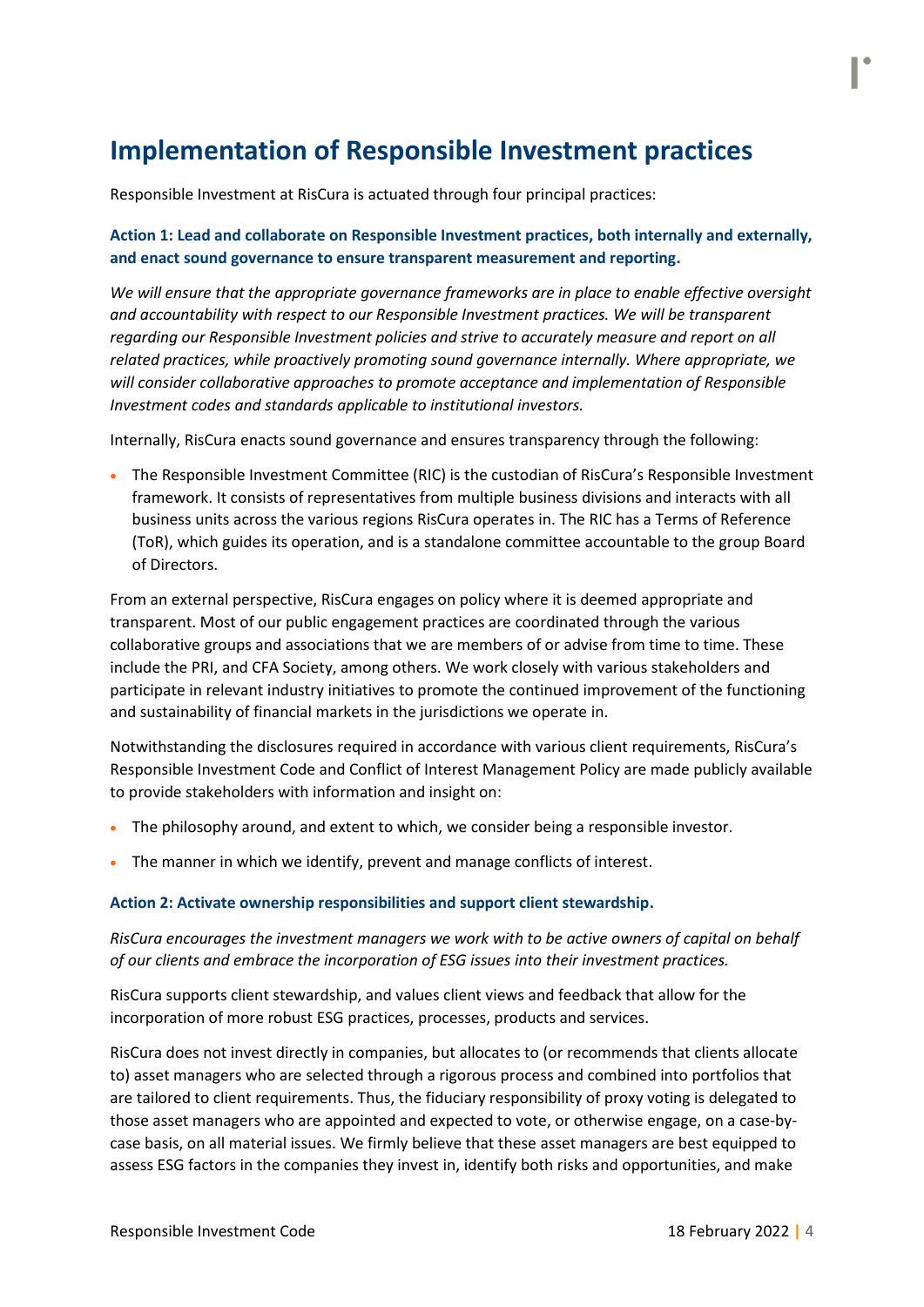# Implementation of Responsible Investment practices

Responsible Investment at RisCura is actuated through four principal practices:

### Action 1: Lead and collaborate on Responsible Investment practices, both internally and externally, and enact sound governance to ensure transparent measurement and reporting.

*We will ensure that the appropriate governance frameworks are in place to enable effective oversight and accountability with respect to our Responsible Investment practices. We will be transparent regarding our Responsible Investment policies and strive to accurately measure and report on all related practices, while proactively promoting sound governance internally. Where appropriate, we will consider collaborative approaches to promote acceptance and implementation of Responsible Investment codes and standards applicable to institutional investors.*

Internally, RisCura enacts sound governance and ensures transparency through the following:

- The Responsible Investment Committee (RIC) is the custodian of RisCura's Responsible Investment framework. It consists of representatives from multiple business divisions and interacts with all business units across the various regions RisCura operates in. The RIC has a Terms of Reference (ToR), which guides its operation, and is a standalone committee accountable to the group Board of Directors.

From an external perspective, RisCura engages on policy where it is deemed appropriate and transparent. Most of our public engagement practices are coordinated through the various collaborative groups and associations that we are members of or advise from time to time. These include the PRI, and CFA Society, among others. We work closely with various stakeholders and participate in relevant industry initiatives to promote the continued improvement of the functioning and sustainability of financial markets in the jurisdictions we operate in.

Notwithstanding the disclosures required in accordance with various client requirements, RisCura's Responsible Investment Code and Conflict of Interest Management Policy are made publicly available to provide stakeholders with information and insight on:

- The philosophy around, and extent to which, we consider being a responsible investor.
- The manner in which we identify, prevent and manage conflicts of interest.

### Action 2: Activate ownership responsibilities and support client stewardship.

*RisCura encourages the investment managers we work with to be active owners of capital on behalf of our clients and embrace the incorporation of ESG issues into their investment practices.*

RisCura supports client stewardship, and values client views and feedback that allow for the incorporation of more robust ESG practices, processes, products and services.

RisCura does not invest directly in companies, but allocates to (or recommends that clients allocate to) asset managers who are selected through a rigorous process and combined into portfolios that are tailored to client requirements. Thus, the fiduciary responsibility of proxy voting is delegated to those asset managers who are appointed and expected to vote, or otherwise engage, on a case-by-case basis, on all material issues. We firmly believe that these asset managers are best equipped to assess ESG factors in the companies they invest in, identify both risks and opportunities, and make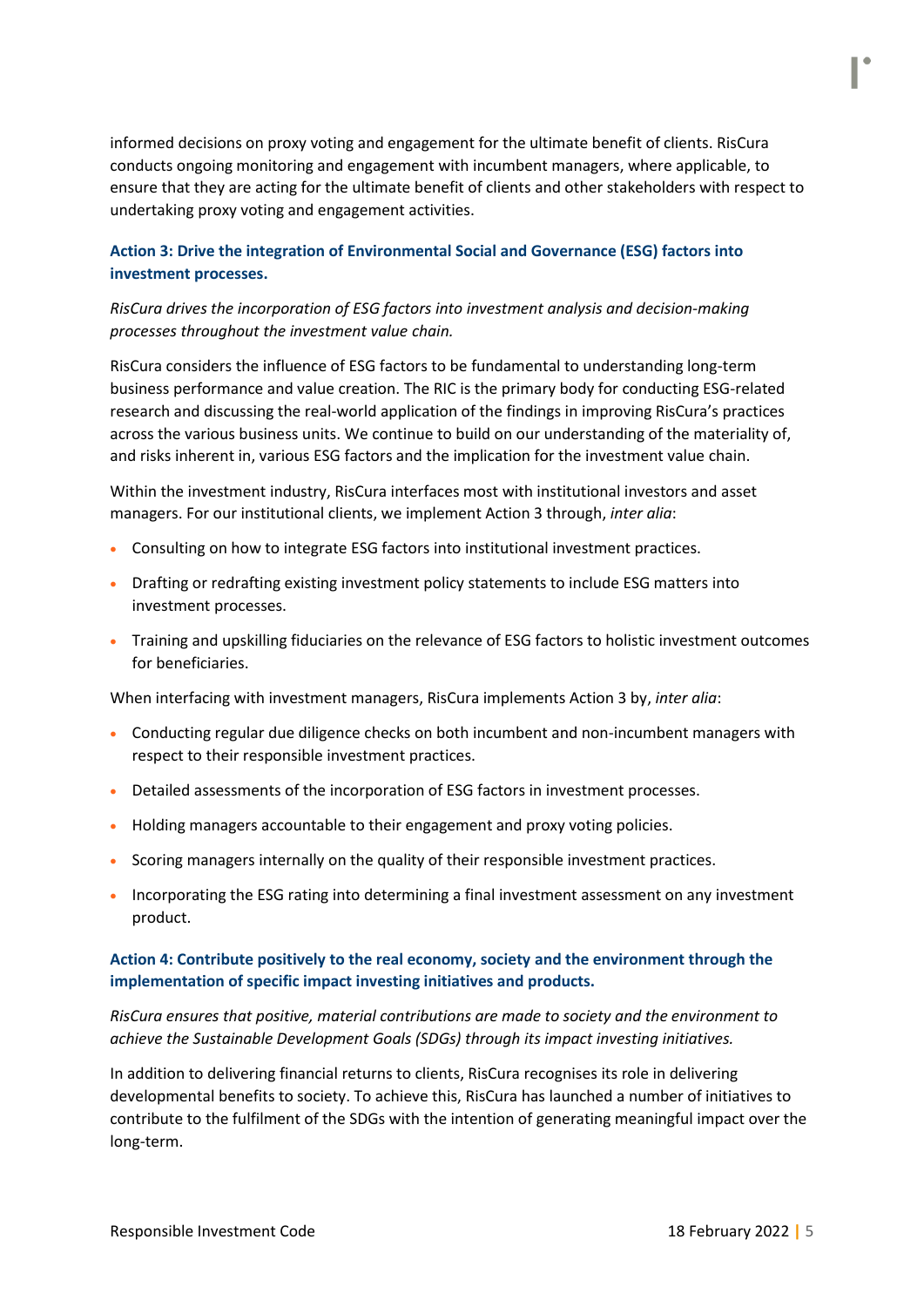informed decisions on proxy voting and engagement for the ultimate benefit of clients. RisCura conducts ongoing monitoring and engagement with incumbent managers, where applicable, to ensure that they are acting for the ultimate benefit of clients and other stakeholders with respect to undertaking proxy voting and engagement activities.

### Action 3: Drive the integration of Environmental Social and Governance (ESG) factors into investment processes.

*RisCura drives the incorporation of ESG factors into investment analysis and decision-making processes throughout the investment value chain.*

RisCura considers the influence of ESG factors to be fundamental to understanding long-term business performance and value creation. The RIC is the primary body for conducting ESG-related research and discussing the real-world application of the findings in improving RisCura's practices across the various business units. We continue to build on our understanding of the materiality of, and risks inherent in, various ESG factors and the implication for the investment value chain.

Within the investment industry, RisCura interfaces most with institutional investors and asset managers. For our institutional clients, we implement Action 3 through, *inter alia*:

- Consulting on how to integrate ESG factors into institutional investment practices.
- Drafting or redrafting existing investment policy statements to include ESG matters into investment processes.
- Training and upskilling fiduciaries on the relevance of ESG factors to holistic investment outcomes for beneficiaries.

When interfacing with investment managers, RisCura implements Action 3 by, *inter alia*:

- Conducting regular due diligence checks on both incumbent and non-incumbent managers with respect to their responsible investment practices.
- Detailed assessments of the incorporation of ESG factors in investment processes.
- Holding managers accountable to their engagement and proxy voting policies.
- Scoring managers internally on the quality of their responsible investment practices.
- Incorporating the ESG rating into determining a final investment assessment on any investment product.

### Action 4: Contribute positively to the real economy, society and the environment through the implementation of specific impact investing initiatives and products.

*RisCura ensures that positive, material contributions are made to society and the environment to achieve the Sustainable Development Goals (SDGs) through its impact investing initiatives.*

In addition to delivering financial returns to clients, RisCura recognises its role in delivering developmental benefits to society. To achieve this, RisCura has launched a number of initiatives to contribute to the fulfilment of the SDGs with the intention of generating meaningful impact over the long-term.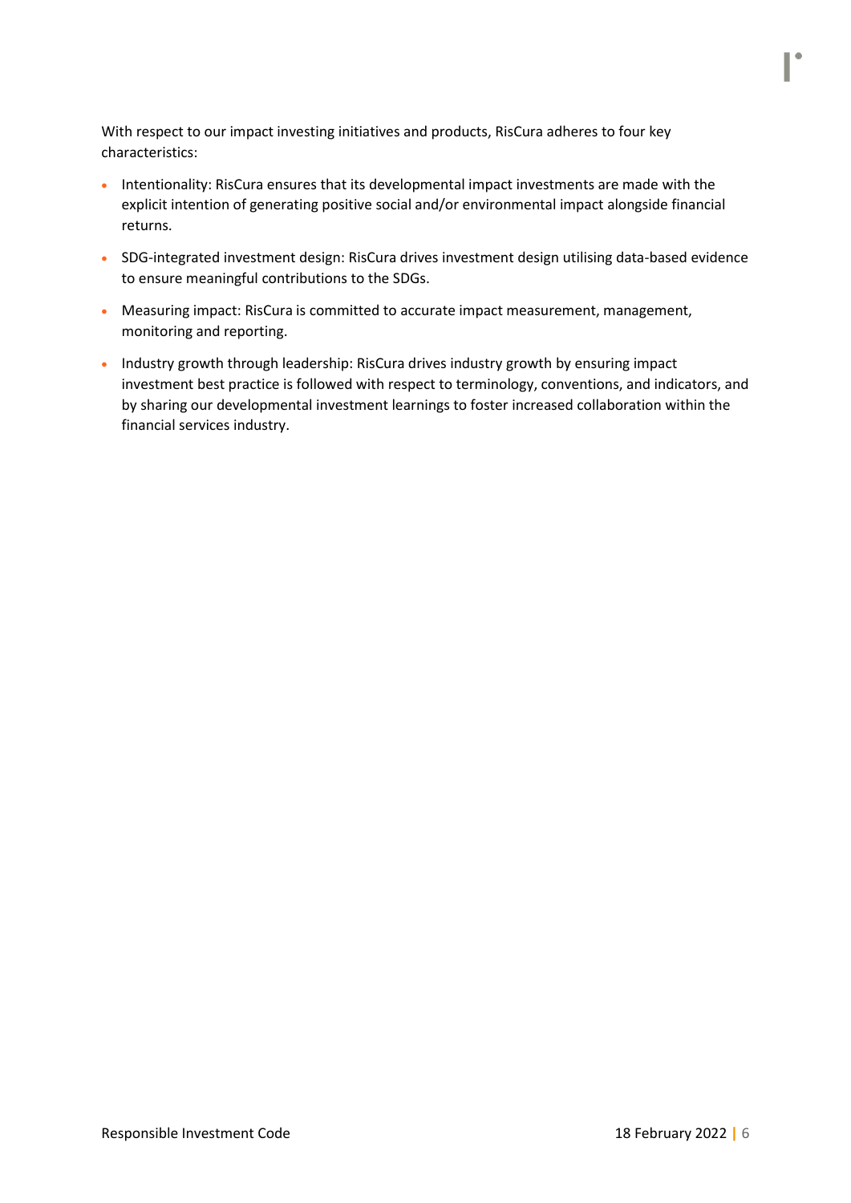With respect to our impact investing initiatives and products, RisCura adheres to four key characteristics:

- Intentionality: RisCura ensures that its developmental impact investments are made with the explicit intention of generating positive social and/or environmental impact alongside financial returns.
- SDG-integrated investment design: RisCura drives investment design utilising data-based evidence to ensure meaningful contributions to the SDGs.
- Measuring impact: RisCura is committed to accurate impact measurement, management, monitoring and reporting.
- Industry growth through leadership: RisCura drives industry growth by ensuring impact investment best practice is followed with respect to terminology, conventions, and indicators, and by sharing our developmental investment learnings to foster increased collaboration within the financial services industry.